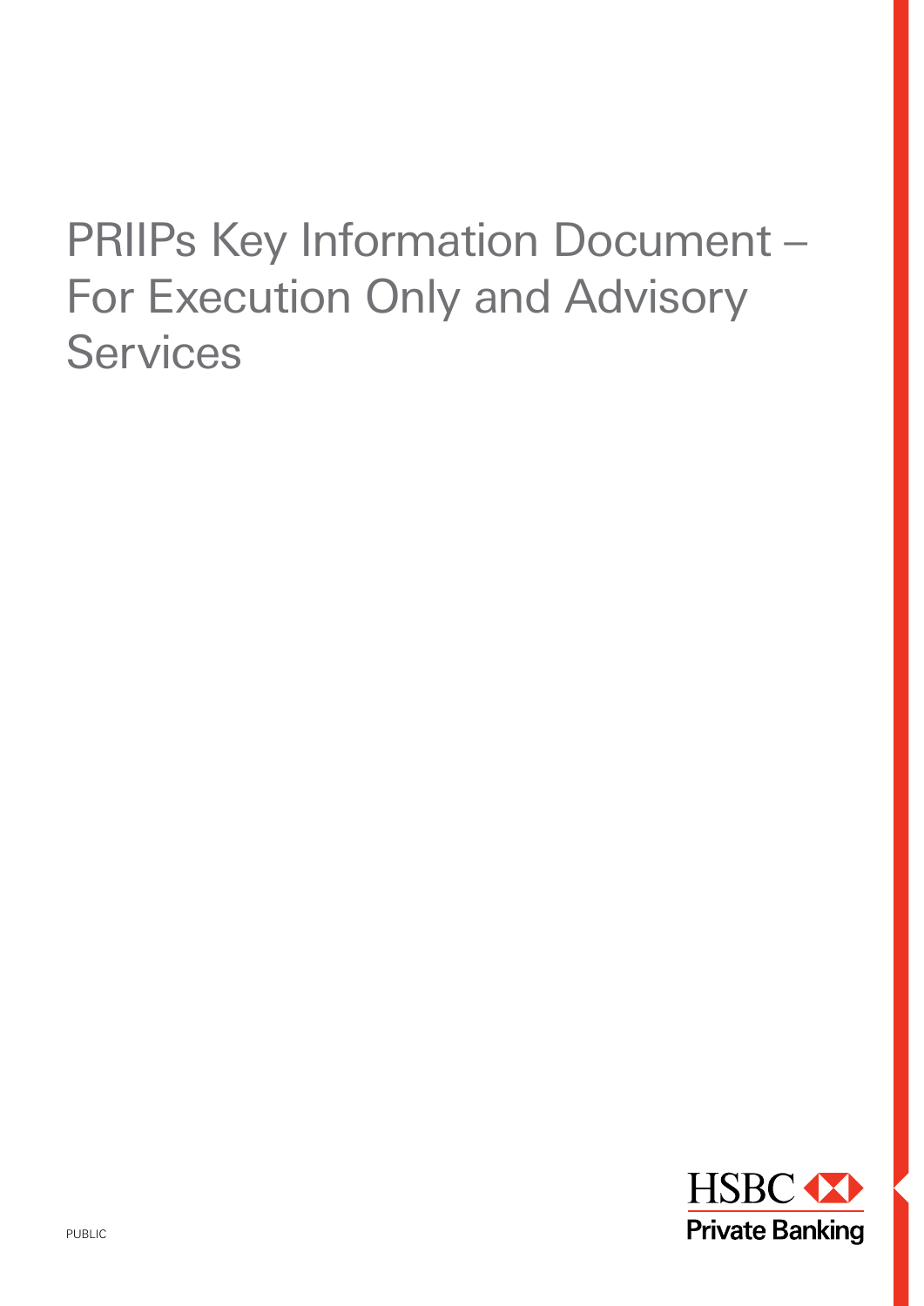# PRIIPs Key Information Document – For Execution Only and Advisory Services

PUBLIC

HSBC Private Banking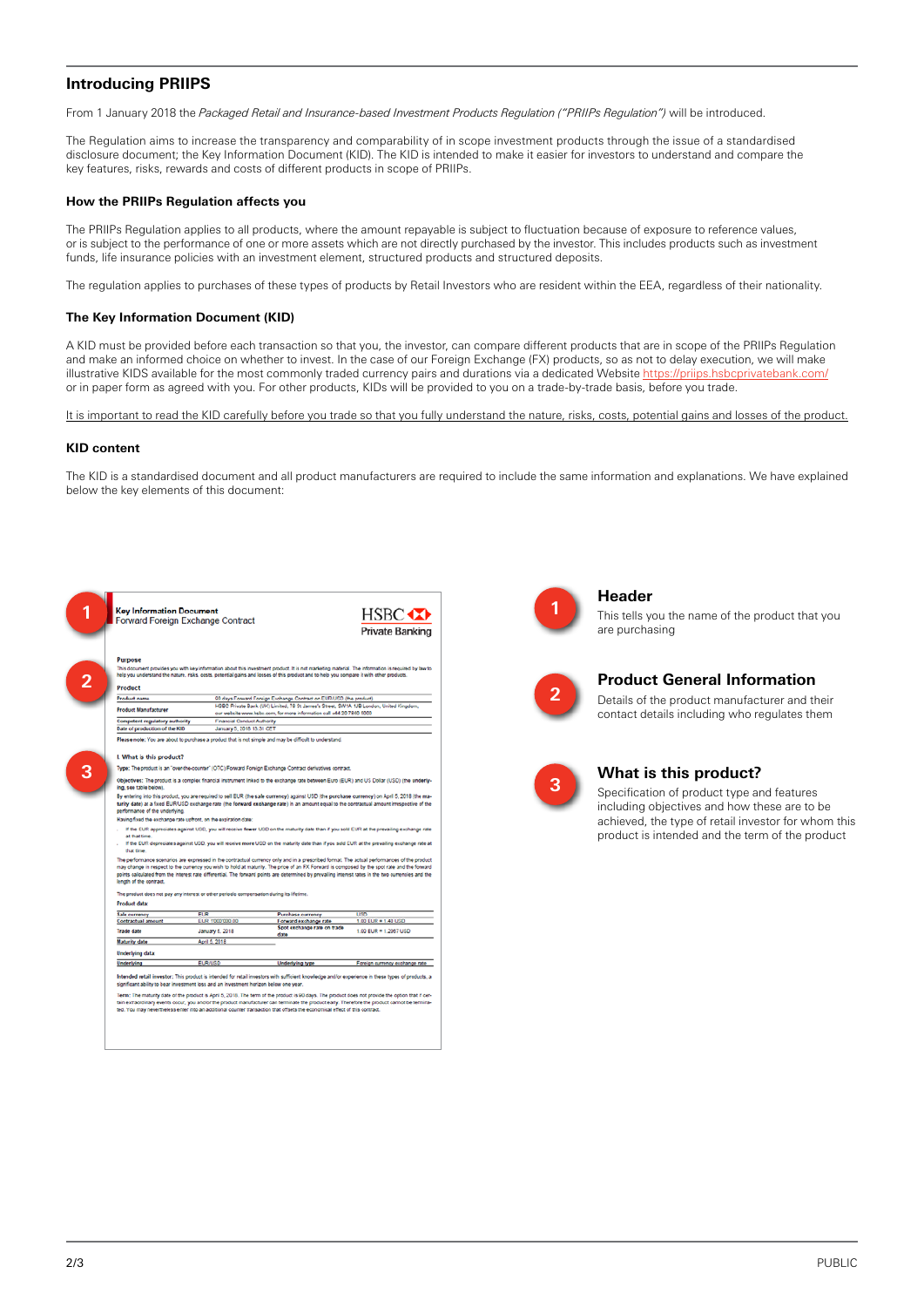## Introducing PRIIPS

From 1 January 2018 the *Packaged Retail and Insurance-based Investment Products Regulation ("PRIIPs Regulation")* will be introduced.

The Regulation aims to increase the transparency and comparability of in scope investment products through the issue of a standardised disclosure document; the Key Information Document (KID). The KID is intended to make it easier for investors to understand and compare the key features, risks, rewards and costs of different products in scope of PRIIPs.

### How the PRIIPs Regulation affects you

The PRIIPs Regulation applies to all products, where the amount repayable is subject to fluctuation because of exposure to reference values, or is subject to the performance of one or more assets which are not directly purchased by the investor. This includes products such as investment funds, life insurance policies with an investment element, structured products and structured deposits.

The regulation applies to purchases of these types of products by Retail Investors who are resident within the EEA, regardless of their nationality.

### The Key Information Document (KID)

A KID must be provided before each transaction so that you, the investor, can compare different products that are in scope of the PRIIPs Regulation and make an informed choice on whether to invest. In the case of our Foreign Exchange (FX) products, so as not to delay execution, we will make illustrative KIDS available for the most commonly traded currency pairs and durations via a dedicated Website https://priips.hsbcprivatebank.com/ or in paper form as agreed with you. For other products, KIDs will be provided to you on a trade-by-trade basis, before you trade.

<u>It is important to read the KID carefully before you trade so that you fully understand the nature, risks, costs, potential gains and losses of the product.</u>

### KID content

The KID is a standardised document and all product manufacturers are required to include the same information and explanations. We have explained below the key elements of this document:

**1 Header**

This tells you the name of the product that you are purchasing

**2 Product General Information**

Details of the product manufacturer and their contact details including who regulates them

**3 What is this product?**

Specification of product type and features including objectives and how these are to be achieved, the type of retail investor for whom this product is intended and the term of the product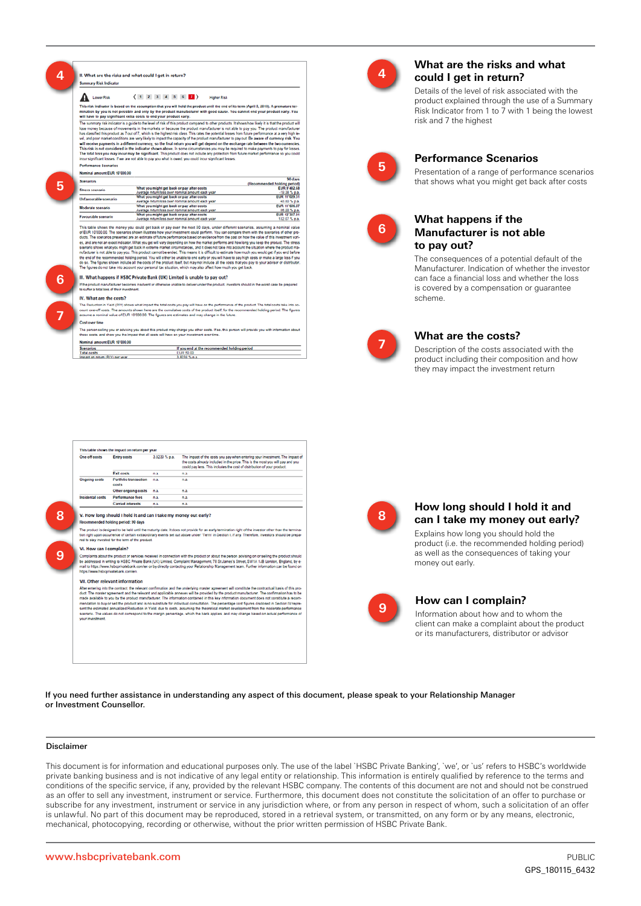## 4 What are the risks and what could I get in return?

Details of the level of risk associated with the product explained through the use of a Summary Risk Indicator from 1 to 7 with 1 being the lowest risk and 7 the highest

## 5 Performance Scenarios

Presentation of a range of performance scenarios that shows what you might get back after costs

## 6 What happens if the Manufacturer is not able to pay out?

The consequences of a potential default of the Manufacturer. Indication of whether the investor can face a financial loss and whether the loss is covered by a compensation or guarantee scheme.

## 7 What are the costs?

Description of the costs associated with the product including their composition and how they may impact the investment return

## 8 How long should I hold it and can I take my money out early?

Explains how long you should hold the product (i.e. the recommended holding period) as well as the consequences of taking your money out early.

## 9 How can I complain?

Information about how and to whom the client can make a complaint about the product or its manufacturers, distributor or advisor

**If you need further assistance in understanding any aspect of this document, please speak to your Relationship Manager or Investment Counsellor.**

### Disclaimer

This document is for information and educational purposes only. The use of the label `HSBC Private Banking', `we', or `us' refers to HSBC's worldwide private banking business and is not indicative of any legal entity or relationship. This information is entirely qualified by reference to the terms and conditions of the specific service, if any, provided by the relevant HSBC company. The contents of this document are not and should not be construed as an offer to sell any investment, instrument or service. Furthermore, this document does not constitute the solicitation of an offer to purchase or subscribe for any investment, instrument or service in any jurisdiction where, or from any person in respect of whom, such a solicitation of an offer is unlawful. No part of this document may be reproduced, stored in a retrieval system, or transmitted, on any form or by any means, electronic, mechanical, photocopying, recording or otherwise, without the prior written permission of HSBC Private Bank.

www.hsbcprivatebank.com

PUBLIC

GPS_180115_6432